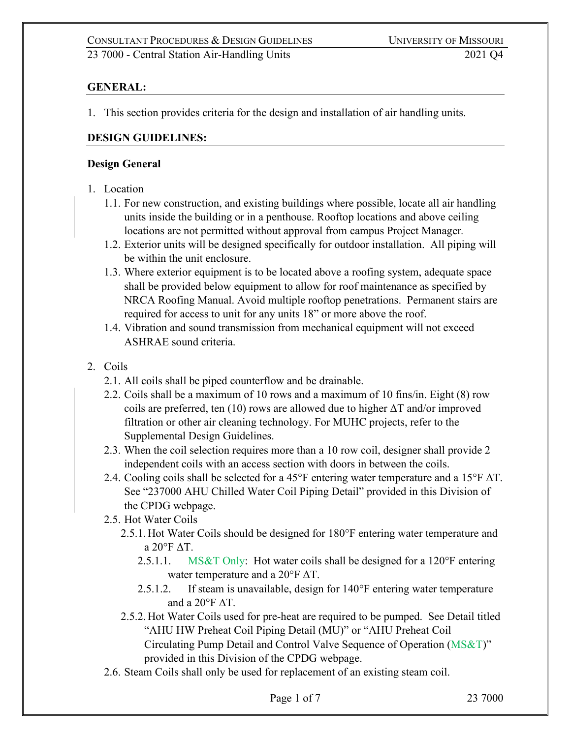## GENERAL:

1. This section provides criteria for the design and installation of air handling units.

## DESIGN GUIDELINES:

### Design General

1. Location
   - 1.1. For new construction, and existing buildings where possible, locate all air handling units inside the building or in a penthouse. Rooftop locations and above ceiling locations are not permitted without approval from campus Project Manager.
   - 1.2. Exterior units will be designed specifically for outdoor installation. All piping will be within the unit enclosure.
   - 1.3. Where exterior equipment is to be located above a roofing system, adequate space shall be provided below equipment to allow for roof maintenance as specified by NRCA Roofing Manual. Avoid multiple rooftop penetrations. Permanent stairs are required for access to unit for any units 18" or more above the roof.
   - 1.4. Vibration and sound transmission from mechanical equipment will not exceed ASHRAE sound criteria.

2. Coils
   - 2.1. All coils shall be piped counterflow and be drainable.
   - 2.2. Coils shall be a maximum of 10 rows and a maximum of 10 fins/in. Eight (8) row coils are preferred, ten (10) rows are allowed due to higher ΔT and/or improved filtration or other air cleaning technology. For MUHC projects, refer to the Supplemental Design Guidelines.
   - 2.3. When the coil selection requires more than a 10 row coil, designer shall provide 2 independent coils with an access section with doors in between the coils.
   - 2.4. Cooling coils shall be selected for a 45°F entering water temperature and a 15°F ΔT. See "237000 AHU Chilled Water Coil Piping Detail" provided in this Division of the CPDG webpage.
   - 2.5. Hot Water Coils
     - 2.5.1. Hot Water Coils should be designed for 180°F entering water temperature and a 20°F ΔT.
       - 2.5.1.1. MS&T Only: Hot water coils shall be designed for a 120°F entering water temperature and a 20°F ΔT.
       - 2.5.1.2. If steam is unavailable, design for 140°F entering water temperature and a 20°F ΔT.
     - 2.5.2. Hot Water Coils used for pre-heat are required to be pumped. See Detail titled "AHU HW Preheat Coil Piping Detail (MU)" or "AHU Preheat Coil Circulating Pump Detail and Control Valve Sequence of Operation (MS&T)" provided in this Division of the CPDG webpage.
   - 2.6. Steam Coils shall only be used for replacement of an existing steam coil.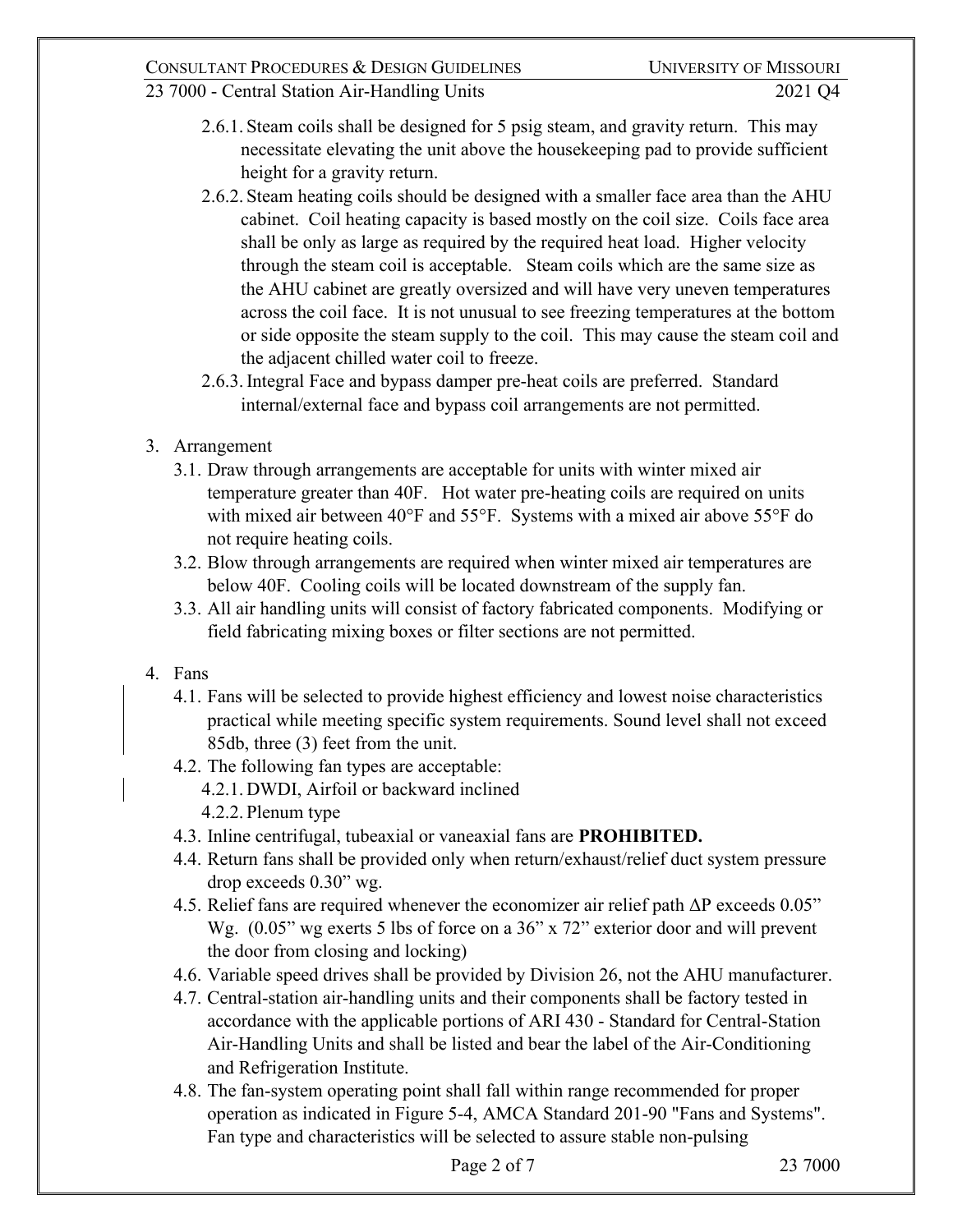2.6.1. Steam coils shall be designed for 5 psig steam, and gravity return. This may necessitate elevating the unit above the housekeeping pad to provide sufficient height for a gravity return.

2.6.2. Steam heating coils should be designed with a smaller face area than the AHU cabinet. Coil heating capacity is based mostly on the coil size. Coils face area shall be only as large as required by the required heat load. Higher velocity through the steam coil is acceptable. Steam coils which are the same size as the AHU cabinet are greatly oversized and will have very uneven temperatures across the coil face. It is not unusual to see freezing temperatures at the bottom or side opposite the steam supply to the coil. This may cause the steam coil and the adjacent chilled water coil to freeze.

2.6.3. Integral Face and bypass damper pre-heat coils are preferred. Standard internal/external face and bypass coil arrangements are not permitted.

3. Arrangement

3.1. Draw through arrangements are acceptable for units with winter mixed air temperature greater than 40F. Hot water pre-heating coils are required on units with mixed air between 40°F and 55°F. Systems with a mixed air above 55°F do not require heating coils.

3.2. Blow through arrangements are required when winter mixed air temperatures are below 40F. Cooling coils will be located downstream of the supply fan.

3.3. All air handling units will consist of factory fabricated components. Modifying or field fabricating mixing boxes or filter sections are not permitted.

4. Fans

4.1. Fans will be selected to provide highest efficiency and lowest noise characteristics practical while meeting specific system requirements. Sound level shall not exceed 85db, three (3) feet from the unit.

4.2. The following fan types are acceptable:

4.2.1. DWDI, Airfoil or backward inclined

4.2.2. Plenum type

4.3. Inline centrifugal, tubeaxial or vaneaxial fans are **PROHIBITED.**

4.4. Return fans shall be provided only when return/exhaust/relief duct system pressure drop exceeds 0.30" wg.

4.5. Relief fans are required whenever the economizer air relief path ΔP exceeds 0.05" Wg. (0.05" wg exerts 5 lbs of force on a 36" x 72" exterior door and will prevent the door from closing and locking)

4.6. Variable speed drives shall be provided by Division 26, not the AHU manufacturer.

4.7. Central-station air-handling units and their components shall be factory tested in accordance with the applicable portions of ARI 430 - Standard for Central-Station Air-Handling Units and shall be listed and bear the label of the Air-Conditioning and Refrigeration Institute.

4.8. The fan-system operating point shall fall within range recommended for proper operation as indicated in Figure 5-4, AMCA Standard 201-90 "Fans and Systems". Fan type and characteristics will be selected to assure stable non-pulsing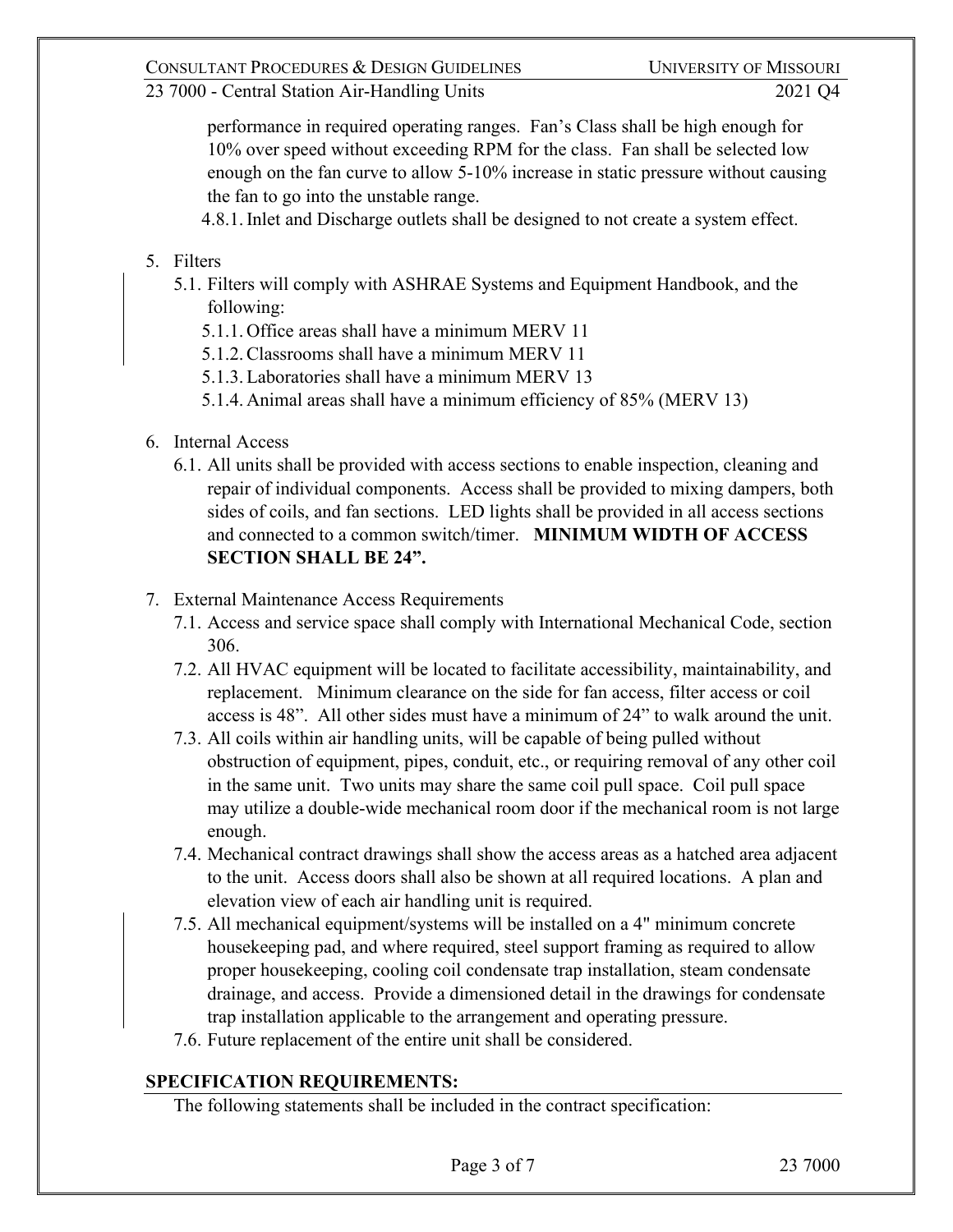performance in required operating ranges. Fan's Class shall be high enough for 10% over speed without exceeding RPM for the class. Fan shall be selected low enough on the fan curve to allow 5-10% increase in static pressure without causing the fan to go into the unstable range.

4.8.1. Inlet and Discharge outlets shall be designed to not create a system effect.

5. Filters
   - 5.1. Filters will comply with ASHRAE Systems and Equipment Handbook, and the following:
     - 5.1.1. Office areas shall have a minimum MERV 11
     - 5.1.2. Classrooms shall have a minimum MERV 11
     - 5.1.3. Laboratories shall have a minimum MERV 13
     - 5.1.4. Animal areas shall have a minimum efficiency of 85% (MERV 13)

6. Internal Access
   - 6.1. All units shall be provided with access sections to enable inspection, cleaning and repair of individual components. Access shall be provided to mixing dampers, both sides of coils, and fan sections. LED lights shall be provided in all access sections and connected to a common switch/timer. **MINIMUM WIDTH OF ACCESS SECTION SHALL BE 24".**

7. External Maintenance Access Requirements
   - 7.1. Access and service space shall comply with International Mechanical Code, section 306.
   - 7.2. All HVAC equipment will be located to facilitate accessibility, maintainability, and replacement. Minimum clearance on the side for fan access, filter access or coil access is 48". All other sides must have a minimum of 24" to walk around the unit.
   - 7.3. All coils within air handling units, will be capable of being pulled without obstruction of equipment, pipes, conduit, etc., or requiring removal of any other coil in the same unit. Two units may share the same coil pull space. Coil pull space may utilize a double-wide mechanical room door if the mechanical room is not large enough.
   - 7.4. Mechanical contract drawings shall show the access areas as a hatched area adjacent to the unit. Access doors shall also be shown at all required locations. A plan and elevation view of each air handling unit is required.
   - 7.5. All mechanical equipment/systems will be installed on a 4" minimum concrete housekeeping pad, and where required, steel support framing as required to allow proper housekeeping, cooling coil condensate trap installation, steam condensate drainage, and access. Provide a dimensioned detail in the drawings for condensate trap installation applicable to the arrangement and operating pressure.
   - 7.6. Future replacement of the entire unit shall be considered.

**SPECIFICATION REQUIREMENTS:**

The following statements shall be included in the contract specification: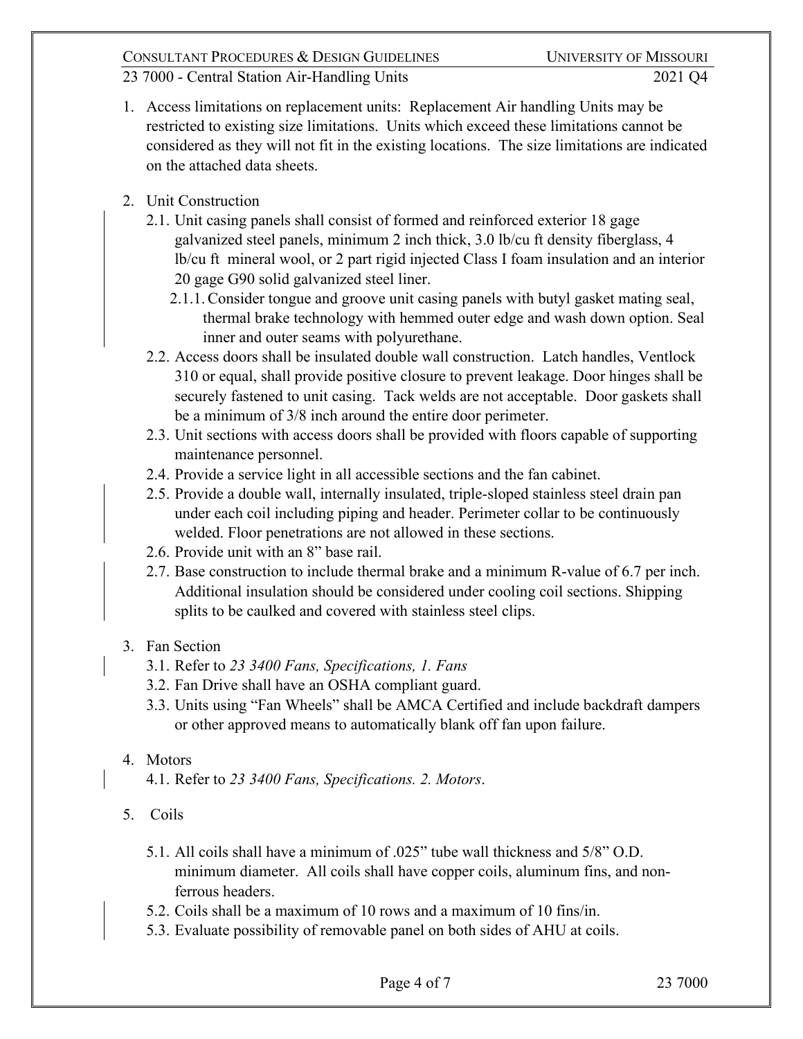1. Access limitations on replacement units: Replacement Air handling Units may be restricted to existing size limitations. Units which exceed these limitations cannot be considered as they will not fit in the existing locations. The size limitations are indicated on the attached data sheets.

2. Unit Construction
   - 2.1. Unit casing panels shall consist of formed and reinforced exterior 18 gage galvanized steel panels, minimum 2 inch thick, 3.0 lb/cu ft density fiberglass, 4 lb/cu ft mineral wool, or 2 part rigid injected Class I foam insulation and an interior 20 gage G90 solid galvanized steel liner.
     - 2.1.1. Consider tongue and groove unit casing panels with butyl gasket mating seal, thermal brake technology with hemmed outer edge and wash down option. Seal inner and outer seams with polyurethane.
   - 2.2. Access doors shall be insulated double wall construction. Latch handles, Ventlock 310 or equal, shall provide positive closure to prevent leakage. Door hinges shall be securely fastened to unit casing. Tack welds are not acceptable. Door gaskets shall be a minimum of 3/8 inch around the entire door perimeter.
   - 2.3. Unit sections with access doors shall be provided with floors capable of supporting maintenance personnel.
   - 2.4. Provide a service light in all accessible sections and the fan cabinet.
   - 2.5. Provide a double wall, internally insulated, triple-sloped stainless steel drain pan under each coil including piping and header. Perimeter collar to be continuously welded. Floor penetrations are not allowed in these sections.
   - 2.6. Provide unit with an 8" base rail.
   - 2.7. Base construction to include thermal brake and a minimum R-value of 6.7 per inch. Additional insulation should be considered under cooling coil sections. Shipping splits to be caulked and covered with stainless steel clips.

3. Fan Section
   - 3.1. Refer to *23 3400 Fans, Specifications, 1. Fans*
   - 3.2. Fan Drive shall have an OSHA compliant guard.
   - 3.3. Units using "Fan Wheels" shall be AMCA Certified and include backdraft dampers or other approved means to automatically blank off fan upon failure.

4. Motors
   - 4.1. Refer to *23 3400 Fans, Specifications. 2. Motors*.

5. Coils
   - 5.1. All coils shall have a minimum of .025" tube wall thickness and 5/8" O.D. minimum diameter. All coils shall have copper coils, aluminum fins, and non-ferrous headers.
   - 5.2. Coils shall be a maximum of 10 rows and a maximum of 10 fins/in.
   - 5.3. Evaluate possibility of removable panel on both sides of AHU at coils.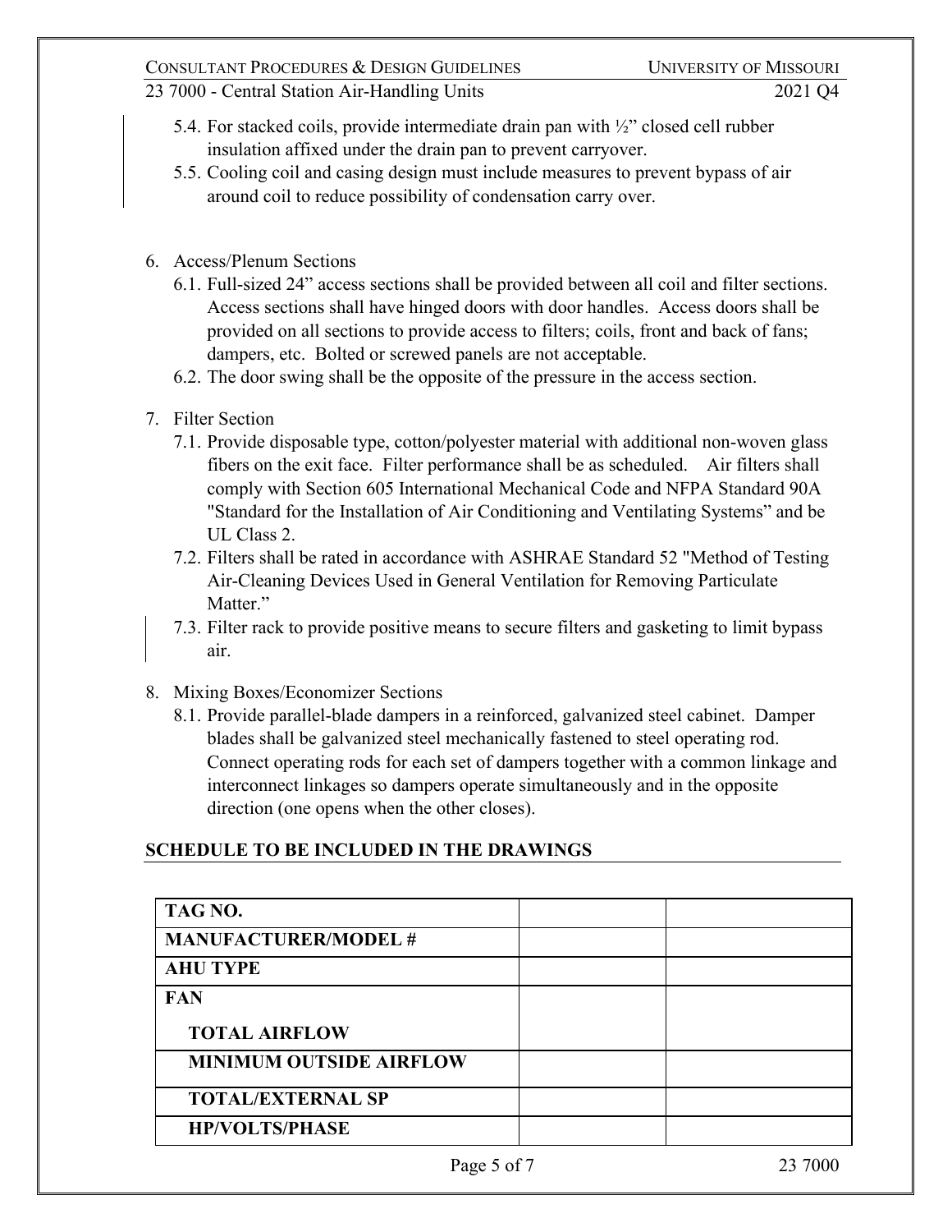5.4. For stacked coils, provide intermediate drain pan with ½" closed cell rubber insulation affixed under the drain pan to prevent carryover.

5.5. Cooling coil and casing design must include measures to prevent bypass of air around coil to reduce possibility of condensation carry over.

6. Access/Plenum Sections

   6.1. Full-sized 24" access sections shall be provided between all coil and filter sections. Access sections shall have hinged doors with door handles. Access doors shall be provided on all sections to provide access to filters; coils, front and back of fans; dampers, etc. Bolted or screwed panels are not acceptable.

   6.2. The door swing shall be the opposite of the pressure in the access section.

7. Filter Section

   7.1. Provide disposable type, cotton/polyester material with additional non-woven glass fibers on the exit face. Filter performance shall be as scheduled. Air filters shall comply with Section 605 International Mechanical Code and NFPA Standard 90A "Standard for the Installation of Air Conditioning and Ventilating Systems" and be UL Class 2.

   7.2. Filters shall be rated in accordance with ASHRAE Standard 52 "Method of Testing Air-Cleaning Devices Used in General Ventilation for Removing Particulate Matter."

   7.3. Filter rack to provide positive means to secure filters and gasketing to limit bypass air.

8. Mixing Boxes/Economizer Sections

   8.1. Provide parallel-blade dampers in a reinforced, galvanized steel cabinet. Damper blades shall be galvanized steel mechanically fastened to steel operating rod. Connect operating rods for each set of dampers together with a common linkage and interconnect linkages so dampers operate simultaneously and in the opposite direction (one opens when the other closes).

## SCHEDULE TO BE INCLUDED IN THE DRAWINGS

| **TAG NO.** | | |
|---|---|---|
| **MANUFACTURER/MODEL #** | | |
| **AHU TYPE** | | |
| **FAN**<br>**TOTAL AIRFLOW** | | |
| **MINIMUM OUTSIDE AIRFLOW** | | |
| **TOTAL/EXTERNAL SP** | | |
| **HP/VOLTS/PHASE** | | |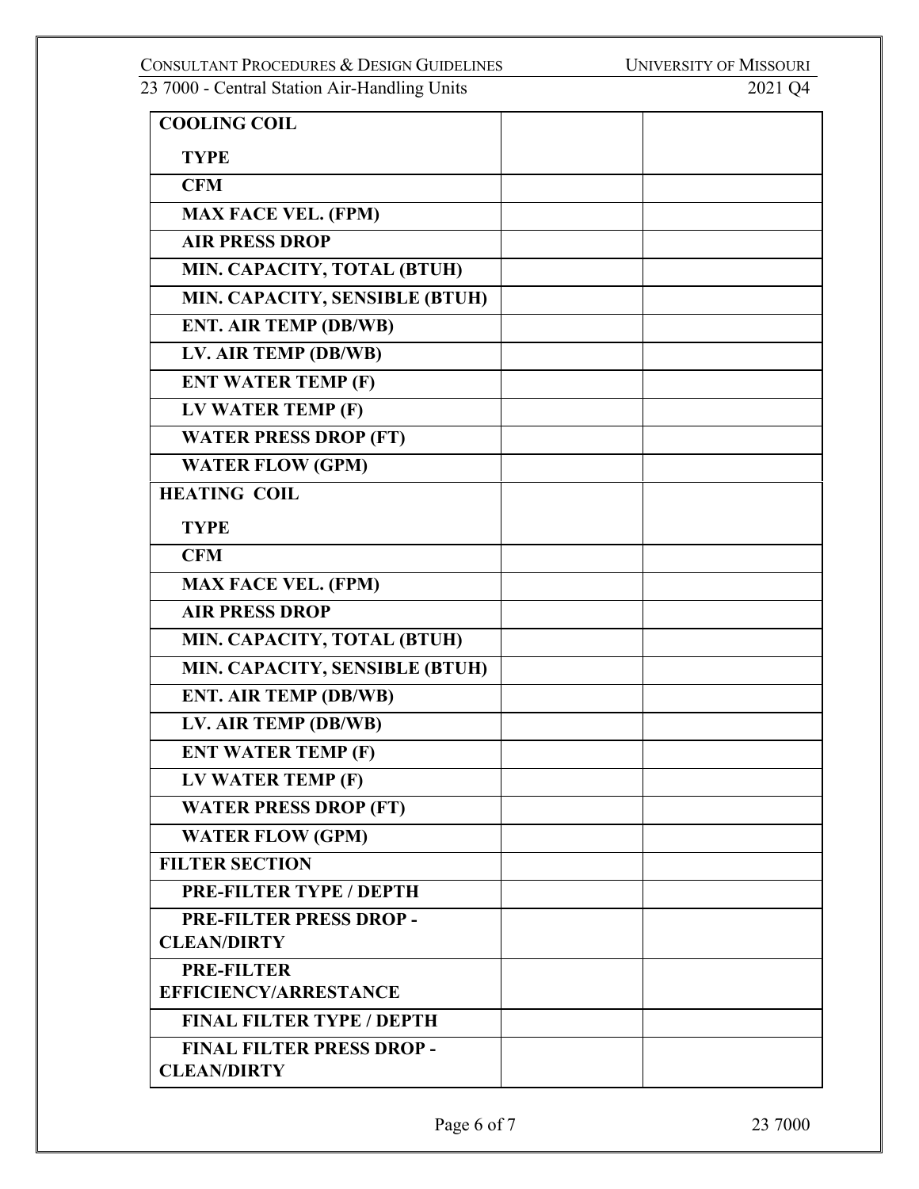| **COOLING COIL**<br>**TYPE** | | |
|---|---|---|
| **CFM** | | |
| **MAX FACE VEL. (FPM)** | | |
| **AIR PRESS DROP** | | |
| **MIN. CAPACITY, TOTAL (BTUH)** | | |
| **MIN. CAPACITY, SENSIBLE (BTUH)** | | |
| **ENT. AIR TEMP (DB/WB)** | | |
| **LV. AIR TEMP (DB/WB)** | | |
| **ENT WATER TEMP (F)** | | |
| **LV WATER TEMP (F)** | | |
| **WATER PRESS DROP (FT)** | | |
| **WATER FLOW (GPM)** | | |
| **HEATING COIL**<br>**TYPE** | | |
| **CFM** | | |
| **MAX FACE VEL. (FPM)** | | |
| **AIR PRESS DROP** | | |
| **MIN. CAPACITY, TOTAL (BTUH)** | | |
| **MIN. CAPACITY, SENSIBLE (BTUH)** | | |
| **ENT. AIR TEMP (DB/WB)** | | |
| **LV. AIR TEMP (DB/WB)** | | |
| **ENT WATER TEMP (F)** | | |
| **LV WATER TEMP (F)** | | |
| **WATER PRESS DROP (FT)** | | |
| **WATER FLOW (GPM)** | | |
| **FILTER SECTION** | | |
| **PRE-FILTER TYPE / DEPTH** | | |
| **PRE-FILTER PRESS DROP - CLEAN/DIRTY** | | |
| **PRE-FILTER EFFICIENCY/ARRESTANCE** | | |
| **FINAL FILTER TYPE / DEPTH** | | |
| **FINAL FILTER PRESS DROP - CLEAN/DIRTY** | | |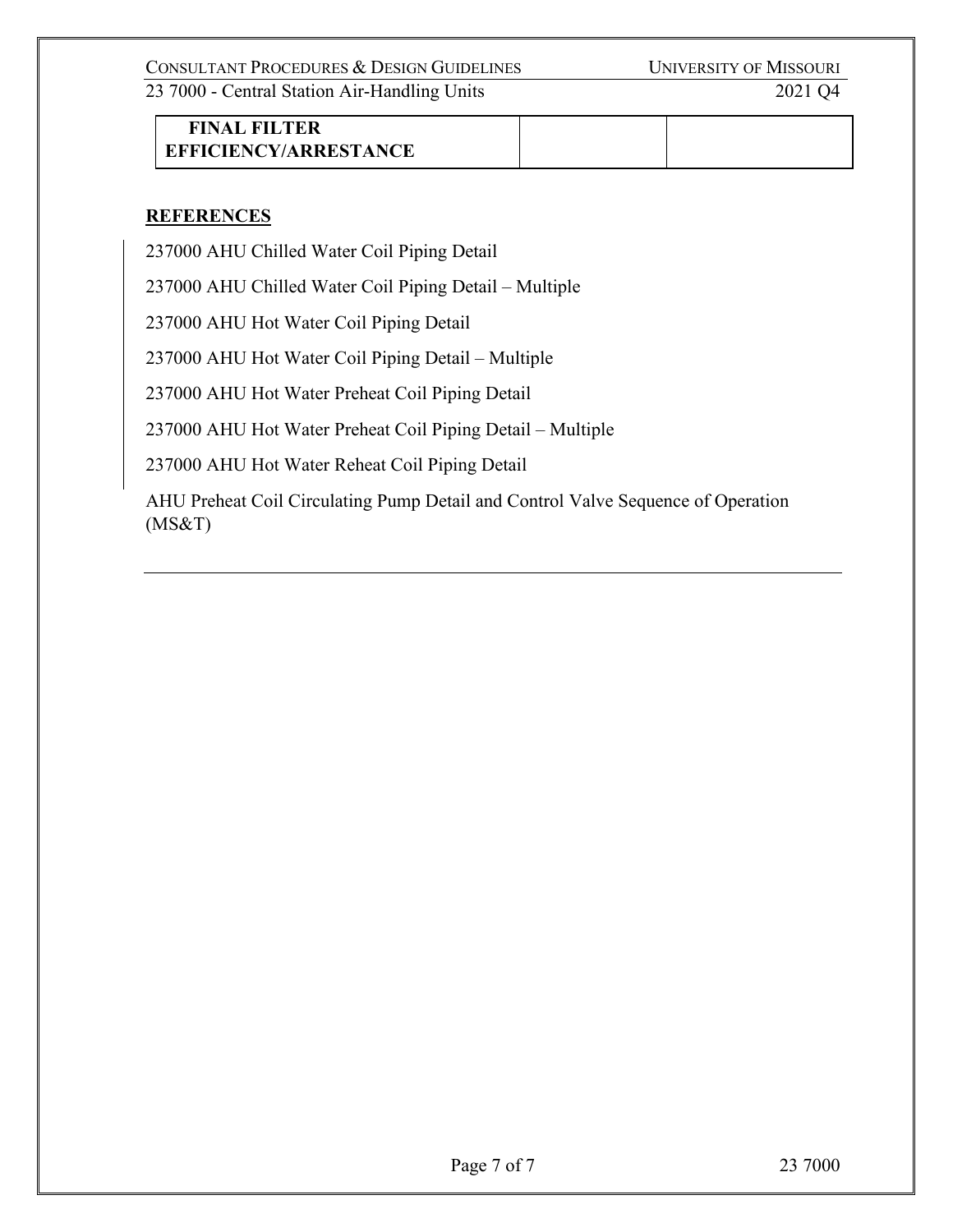| | | |
|---|---|---|
| **FINAL FILTER EFFICIENCY/ARRESTANCE** | | |

**REFERENCES**

237000 AHU Chilled Water Coil Piping Detail

237000 AHU Chilled Water Coil Piping Detail – Multiple

237000 AHU Hot Water Coil Piping Detail

237000 AHU Hot Water Coil Piping Detail – Multiple

237000 AHU Hot Water Preheat Coil Piping Detail

237000 AHU Hot Water Preheat Coil Piping Detail – Multiple

237000 AHU Hot Water Reheat Coil Piping Detail

AHU Preheat Coil Circulating Pump Detail and Control Valve Sequence of Operation (MS&T)